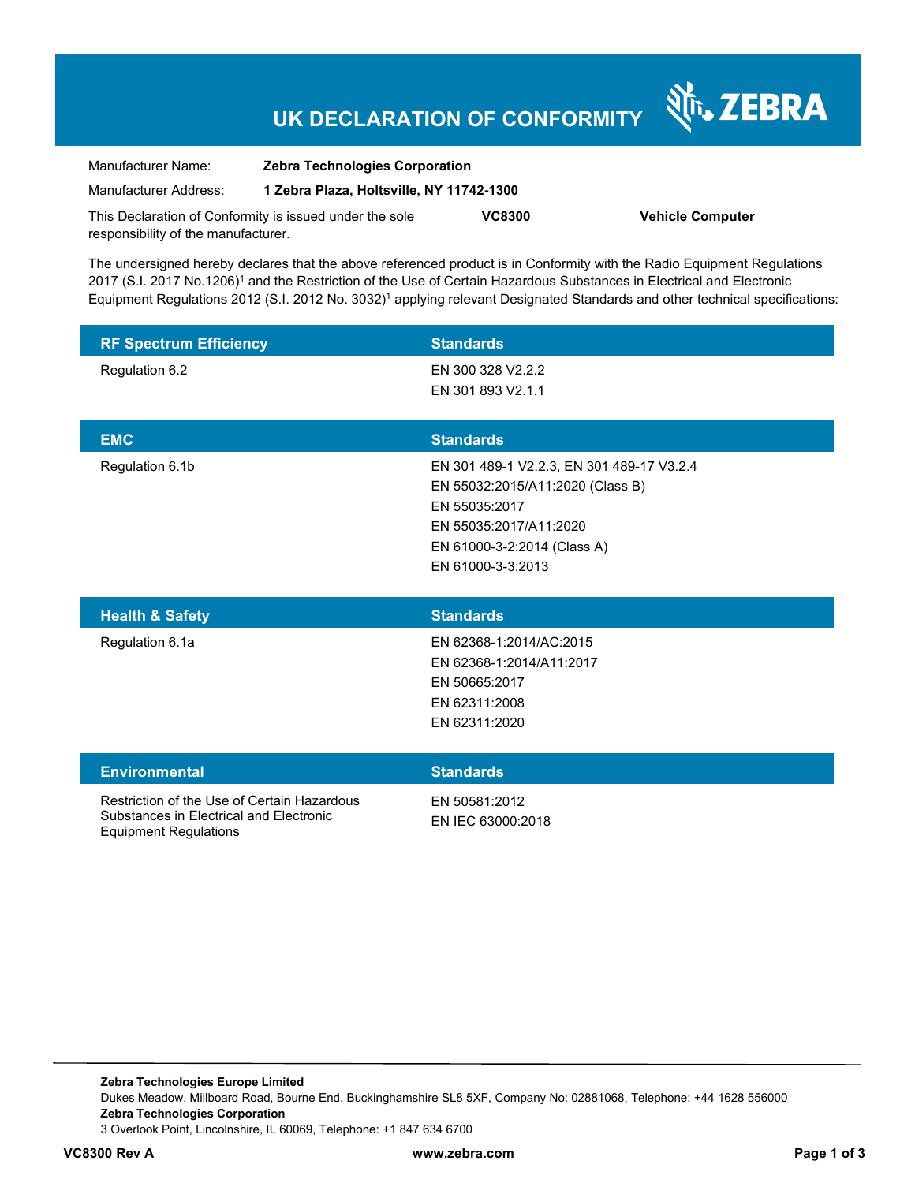# UK DECLARATION OF CONFORMITY

| | |
|---|---|
| Manufacturer Name: | **Zebra Technologies Corporation** |
| Manufacturer Address: | **1 Zebra Plaza, Holtsville, NY 11742-1300** |

This Declaration of Conformity is issued under the sole responsibility of the manufacturer. **VC8300** **Vehicle Computer**

The undersigned hereby declares that the above referenced product is in Conformity with the Radio Equipment Regulations 2017 (S.I. 2017 No.1206)[1] and the Restriction of the Use of Certain Hazardous Substances in Electrical and Electronic Equipment Regulations 2012 (S.I. 2012 No. 3032)[1] applying relevant Designated Standards and other technical specifications:

| RF Spectrum Efficiency | Standards |
|---|---|
| Regulation 6.2 | EN 300 328 V2.2.2<br>EN 301 893 V2.1.1 |

| EMC | Standards |
|---|---|
| Regulation 6.1b | EN 301 489-1 V2.2.3, EN 301 489-17 V3.2.4<br>EN 55032:2015/A11:2020 (Class B)<br>EN 55035:2017<br>EN 55035:2017/A11:2020<br>EN 61000-3-2:2014 (Class A)<br>EN 61000-3-3:2013 |

| Health & Safety | Standards |
|---|---|
| Regulation 6.1a | EN 62368-1:2014/AC:2015<br>EN 62368-1:2014/A11:2017<br>EN 50665:2017<br>EN 62311:2008<br>EN 62311:2020 |

| Environmental | Standards |
|---|---|
| Restriction of the Use of Certain Hazardous Substances in Electrical and Electronic Equipment Regulations | EN 50581:2012<br>EN IEC 63000:2018 |

**Zebra Technologies Europe Limited**
Dukes Meadow, Millboard Road, Bourne End, Buckinghamshire SL8 5XF, Company No: 02881068, Telephone: +44 1628 556000
**Zebra Technologies Corporation**
3 Overlook Point, Lincolnshire, IL 60069, Telephone: +1 847 634 6700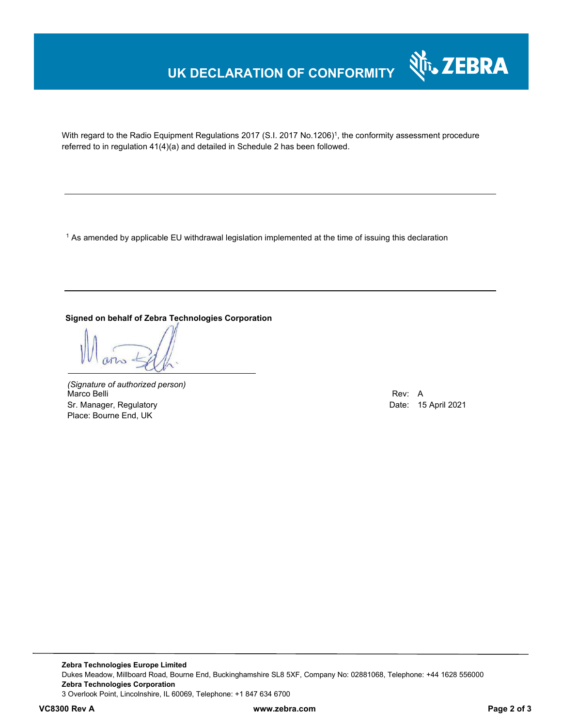# UK DECLARATION OF CONFORMITY

With regard to the Radio Equipment Regulations 2017 (S.I. 2017 No.1206)[1], the conformity assessment procedure referred to in regulation 41(4)(a) and detailed in Schedule 2 has been followed.

---

[1] As amended by applicable EU withdrawal legislation implemented at the time of issuing this declaration

---

**Signed on behalf of Zebra Technologies Corporation**

*(Signature of authorized person)*
Marco Belli
Sr. Manager, Regulatory
Place: Bourne End, UK

Rev: A
Date: 15 April 2021

**Zebra Technologies Europe Limited**
Dukes Meadow, Millboard Road, Bourne End, Buckinghamshire SL8 5XF, Company No: 02881068, Telephone: +44 1628 556000
**Zebra Technologies Corporation**
3 Overlook Point, Lincolnshire, IL 60069, Telephone: +1 847 634 6700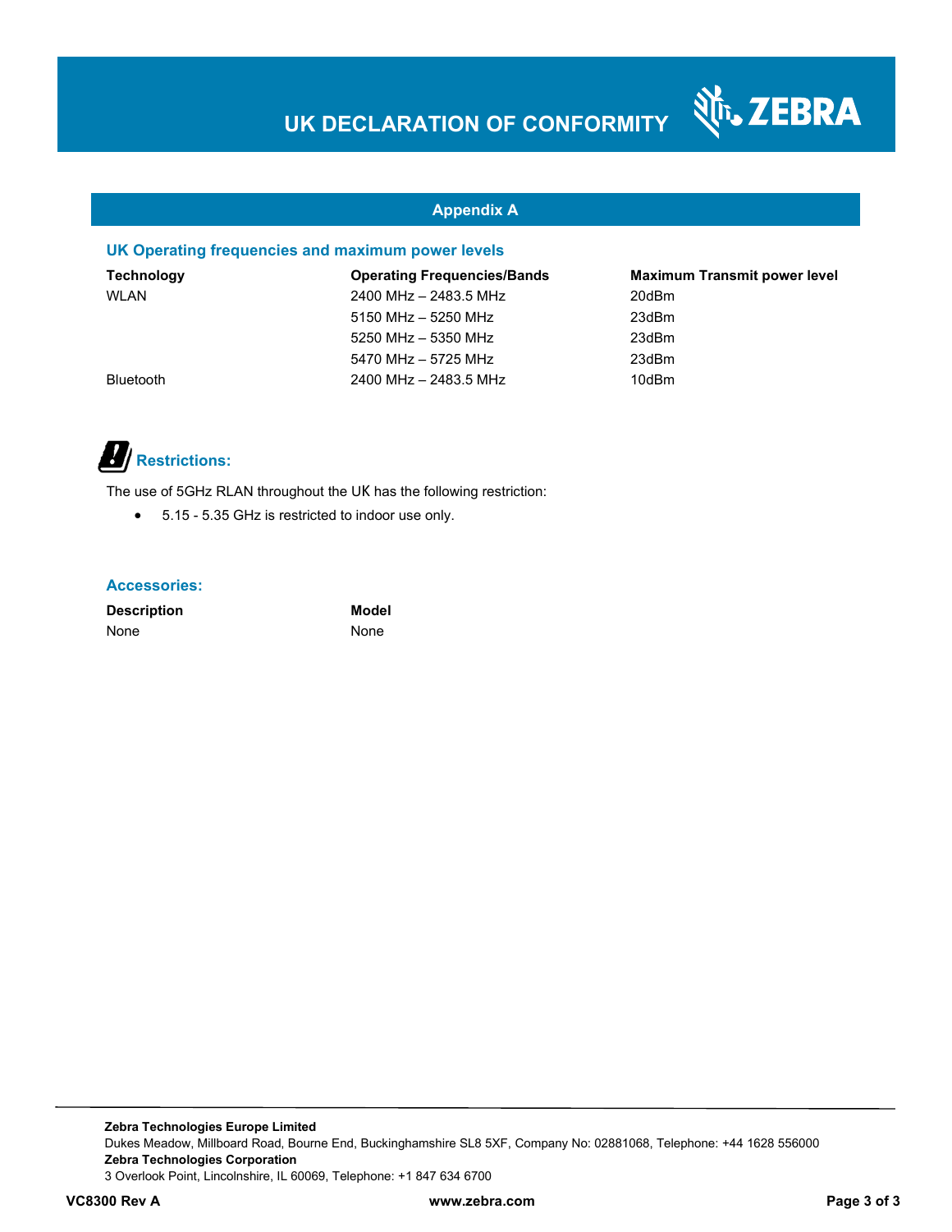# UK DECLARATION OF CONFORMITY

## Appendix A

### UK Operating frequencies and maximum power levels

| Technology | Operating Frequencies/Bands | Maximum Transmit power level |
|---|---|---|
| WLAN | 2400 MHz – 2483.5 MHz | 20dBm |
| | 5150 MHz – 5250 MHz | 23dBm |
| | 5250 MHz – 5350 MHz | 23dBm |
| | 5470 MHz – 5725 MHz | 23dBm |
| Bluetooth | 2400 MHz – 2483.5 MHz | 10dBm |

### Restrictions:

The use of 5GHz RLAN throughout the UK has the following restriction:

- 5.15 - 5.35 GHz is restricted to indoor use only.

### Accessories:

| Description | Model |
|---|---|
| None | None |

**Zebra Technologies Europe Limited**
Dukes Meadow, Millboard Road, Bourne End, Buckinghamshire SL8 5XF, Company No: 02881068, Telephone: +44 1628 556000
**Zebra Technologies Corporation**
3 Overlook Point, Lincolnshire, IL 60069, Telephone: +1 847 634 6700

**VC8300 Rev A** **www.zebra.com**